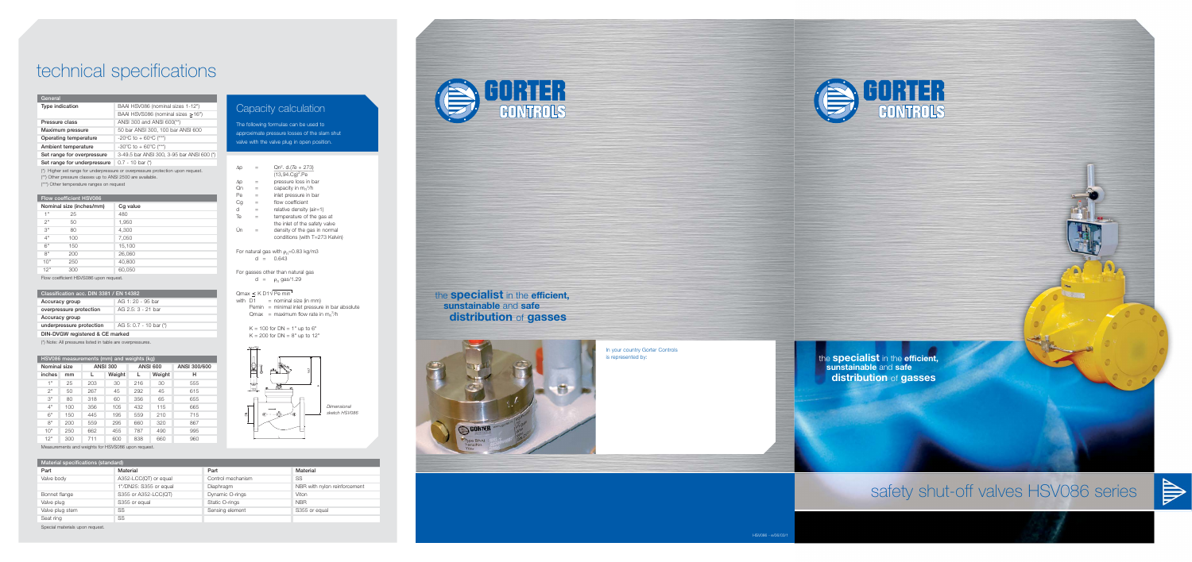# technical specifications

| General | |
|---|---|
| Type indication | BAAI HSV086 (nominal sizes 1-12") |
| | BAAI HSV5086 (nominal sizes ≥16") |
| Pressure class | ANSI 300 and ANSI 600(**) |
| Maximum pressure | 50 bar ANSI 300, 100 bar ANSI 600 |
| Operating temperature | -20°C to + 60°C (***) |
| Ambient temperature | -30°C to + 60°C (***) |
| Set range for overpressure | 3-49.5 bar ANSI 300, 3-95 bar ANSI 600 (*) |
| Set range for underpressure | 0.7 - 10 bar (*) |

(*) Higher set range for underpressure or overpressure protection upon request.
(**) Other pressure classes up to ANSI 2500 are available.
(***) Other temperature ranges on request

| Flow coefficient HSV086 | | |
|---|---|---|
| Nominal size (inches/mm) | | Cg value |
| 1" | 25 | 480 |
| 2" | 50 | 1,950 |
| 3" | 80 | 4,300 |
| 4" | 100 | 7,050 |
| 6" | 150 | 15,100 |
| 8" | 200 | 26,060 |
| 10" | 250 | 40,800 |
| 12" | 300 | 60,050 |

Flow coefficient HSV5086 upon request.

| Classification acc. DIN 3381 / EN 14382 | |
|---|---|
| Accuracy group | AG 1: 20 - 95 bar |
| overpressure protection | AG 2.5: 3 - 21 bar |
| Accuracy group | |
| underpressure protection | AG 5: 0.7 - 10 bar (*) |
| DIN-DVGW registered & CE marked | |

(*) Note: All pressures listed in table are overpressures.

| HSV086 measurements (mm) and weights (kg) | | | | | | |
|---|---|---|---|---|---|---|
| Nominal size | | ANSI 300 | | ANSI 600 | | ANSI 300/600 |
| inches | mm | L | Weight | L | Weight | H |
| 1" | 25 | 203 | 30 | 216 | 30 | 555 |
| 2" | 50 | 267 | 45 | 292 | 45 | 615 |
| 3" | 80 | 318 | 60 | 356 | 65 | 655 |
| 4" | 100 | 356 | 105 | 432 | 115 | 665 |
| 6" | 150 | 445 | 195 | 559 | 210 | 715 |
| 8" | 200 | 559 | 295 | 660 | 320 | 867 |
| 10" | 250 | 662 | 455 | 787 | 490 | 995 |
| 12" | 300 | 711 | 600 | 838 | 660 | 960 |

Measurements and weights for HSV5086 upon request.

| Material specifications (standard) | | | |
|---|---|---|---|
| Part | Material | Part | Material |
| Valve body | A352-LCC(QT) or equal | Control mechanism | SS |
| | 1"/DN25: S355 or equal | Diaphragm | NBR with nylon reinforcement |
| Bonnet flange | S355 or A352-LCC(QT) | Dynamic O-rings | Viton |
| Valve plug | S355 or equal | Static O-rings | NBR |
| Valve plug stem | SS | Sensing element | S355 or equal |
| Seat ring | SS | | |

Special materials upon request.

## Capacity calculation

The following formulas can be used to approximate pressure losses of the slam shut valve with the valve plug in open position.

$$\Delta p = \frac{Qn^2 \cdot d \cdot (Te + 273)}{(13{,}94 \cdot Cg)^2 \cdot Pe}$$

- $\Delta p$ = pressure loss in bar
- Qn = capacity in $m_n^3/h$
- Pe = inlet pressure in bar
- Cg = flow coefficient
- d = relative density (air=1)
- Te = temperature of the gas at the inlet of the safety valve
- Ūn = density of the gas in normal conditions (with T=273 Kelvin)

For natural gas with $\rho_n$=0.83 kg/m3
d = 0.643

For gasses other than natural gas
d = $\rho_n$ gas/1.29

$Q_{max} \leq K \cdot D1 \sqrt{Pe\ min}$

with D1 = nominal size (in mm)
Pemin = minimal inlet pressure in bar absolute
Qmax = maximum flow rate in $m_n^3/h$

K = 100 for DN = 1" up to 6"
K = 200 for DN = 8" up to 12"

*Dimensional sketch HSV086*

GORTER CONTROLS

the **specialist** in the **efficient, sunstainable** and **safe distribution** of **gasses**

In your country Gorter Controls is represented by:

GORTER CONTROLS

the **specialist** in the **efficient, sunstainable** and **safe distribution** of **gasses**

# safety shut-off valves HSV086 series

HSV086 - e/06/03/1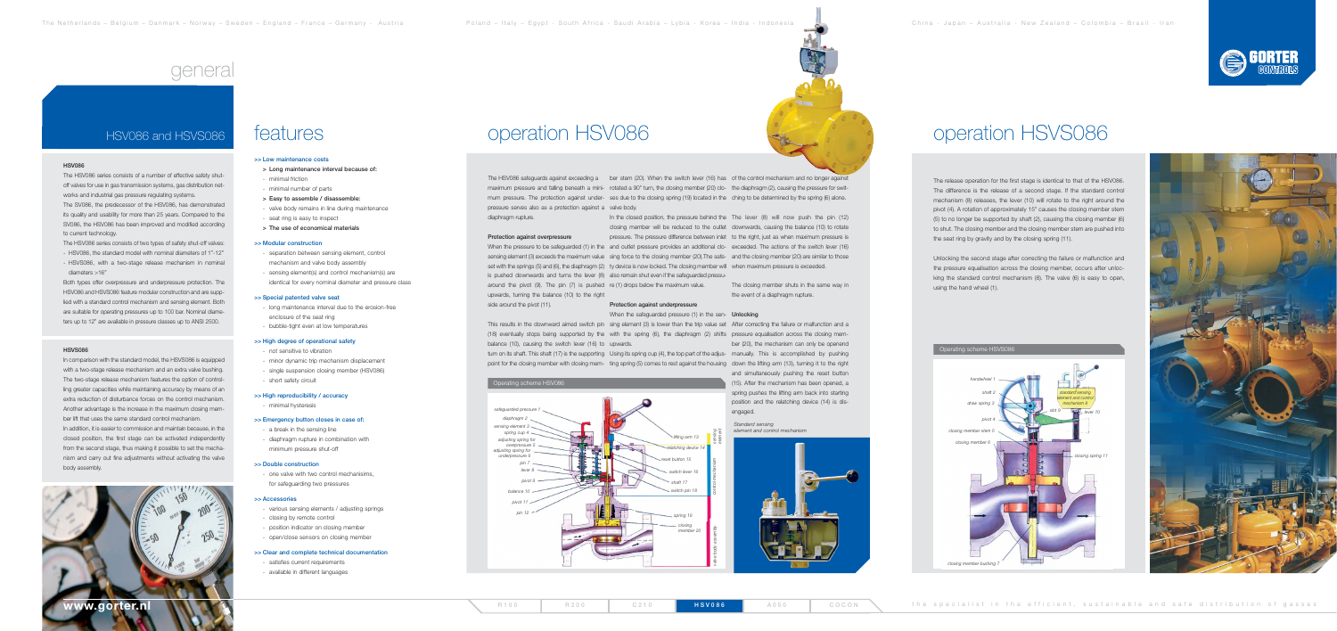# general

## HSV086 and HSVS086

### HSV086

The HSV086 series consists of a number of effective safety shut-off valves for use in gas transmission systems, gas distribution networks and industrial gas pressure regulating systems.

The SV086, the predecessor of the HSV086, has demonstrated its quality and usability for more than 25 years. Compared to the SV086, the HSV086 has been improved and modified according to current technology.

The HSV086 series consists of two types of safety shut-off valves:
- HSV086, the standard model with nominal diameters of 1"-12"
- HSVS086, with a two-stage release mechanism in nominal diameters >16"

Both types offer overpressure and underpressure protection. The HSV086 and HSVS086 feature modular construction and are supplied with a standard control mechanism and sensing element. Both are suitable for operating pressures up to 100 bar. Nominal diameters up to 12" are available in pressure classes up to ANSI 2500.

### HSVS086

In comparison with the standard model, the HSVS086 is equipped with a two-stage release mechanism and an extra valve bushing. The two-stage release mechanism features the option of controlling greater capacities while maintaining accuracy by means of an extra reduction of disturbance forces on the control mechanism. Another advantage is the increase in the maximum closing member lift that uses the same standard control mechanism.

In addition, it is easier to commission and maintain because, in the closed position, the first stage can be activated independently from the second stage, thus making it possible to set the mechanism and carry out fine adjustments without activating the valve body assembly.

# features

**>> Low maintenance costs**
- **> Long maintenance interval because of:**
  - minimal friction
  - minimal number of parts
- **> Easy to assemble / disassemble:**
  - valve body remains in line during maintenance
  - seat ring is easy to inspect
- **> The use of economical materials**

**>> Modular construction**
- separation between sensing element, control mechanism and valve body assembly
- sensing element(s) and control mechanism(s) are identical for every nominal diameter and pressure class

**>> Special patented valve seat**
- long maintenance interval due to the erosion-free enclosure of the seat ring
- bubble-tight even at low temperatures

**>> High degree of operational safety**
- not sensitive to vibration
- minor dynamic trip mechanism displacement
- single suspension closing member (HSV086)
- short safety circuit

**>> High reproducibility / accuracy**
- minimal hysteresis

**>> Emergency button closes in case of:**
- a break in the sensing line
- diaphragm rupture in combination with minimum pressure shut-off

**>> Double construction**
- one valve with two control mechanisms, for safeguarding two pressures

**>> Accessories**
- various sensing elements / adjusting springs
- closing by remote control
- position indicator on closing member
- open/close sensors on closing member

**>> Clear and complete technical documentation**
- satisfies current requirements
- available in different languages

# operation HSV086

The HSV086 safeguards against exceeding a maximum pressure and falling beneath a minimum pressure. The protection against underpressure serves also as a protection against a diaphragm rupture.

### Protection against overpressure

When the pressure to be safeguarded (1) in the sensing element (3) exceeds the maximum value set with the springs (5) and (6), the diaphragm (2) is pushed downwards and turns the lever (8) around the pivot (9). The pin (7) is pushed upwards, turning the balance (10) to the right side around the pivot (11).

This results in the downward aimed switch pin (18) eventually stops being supported by the balance (10), causing the switch lever (16) to turn on its shaft. This shaft (17) is the supporting point for the closing member with closing member stem (20). When the switch lever (16) has rotated a 90° turn, the closing member (20) closes due to the closing spring (19) located in the valve body.

In the closed position, the pressure behind the closing member will be reduced to the outlet pressure. The pressure difference between inlet and outlet pressure provides an additional closing force to the closing member (20). The safety device is now locked. The closing member will also remain shut even if the safeguarded pressure (1) drops below the maximum value.

### Protection against underpressure

When the safeguarded pressure (1) in the sensing element (3) is lower than the trip value set with the spring (6), the diaphragm (2) shifts upwards.

Using its spring cup (4), the top part of the adjusting spring (5) comes to rest against the housing of the control mechanism and no longer against the diaphragm (2), causing the pressure for switching to be determined by the spring (6) alone.

The lever (8) will now push the pin (12) downwards, causing the balance (10) to rotate to the right, just as when maximum pressure is exceeded. The actions of the switch lever (16) and the closing member (20) are similar to those when maximum pressure is exceeded.

The closing member shuts in the same way in the event of a diaphragm rupture.

### Unlocking

After correcting the failure or malfunction and a pressure equalisation across the closing member (20), the mechanism can only be opened manually. This is accomplished by pushing down the lifting arm (13), turning it to the right and simultaneously pushing the reset button (15). After the mechanism has been opened, a spring pushes the lifting arm back into starting position and the relatching device (14) is disengaged.

Operating scheme HSV086

safeguarded pressure 1
diaphragm 2
sensing element 3
spring cup 4
adjusting spring for overpressure 5
adjusting spring for underpressure 6
pin 7
lever 8
pivot 9
balance 10
pivot 11
pin 12
lifting arm 13
relatching device 14
reset button 15
switch lever 16
shaft 17
switch pin 18
spring 19
closing member 20
sensing element
control mechanism
valve body assembly

*Standard sensing element and control mechanism*

# operation HSVS086

The release operation for the first stage is identical to that of the HSV086. The difference is the release of a second stage. If the standard control mechanism (8) releases, the lever (10) will rotate to the right around the pivot (4). A rotation of approximately 15° causes the closing member stem (5) to no longer be supported by shaft (2), causing the closing member (6) to shut. The closing member and the closing member stem are pushed into the seat ring by gravity and by the closing spring (11).

Unlocking the second stage after correcting the failure or malfunction and the pressure equalisation across the closing member, occurs after unlocking the standard control mechanism (8). The valve (6) is easy to open, using the hand wheel (1).

Operating scheme HSVS086

handwheel 1
shaft 2
draw spring 3
pivot 4
closing member stem 5
closing member 6
closing member bushing 7
standard sensing element and control mechanism 8
slot 9
lever 10
closing spring 11